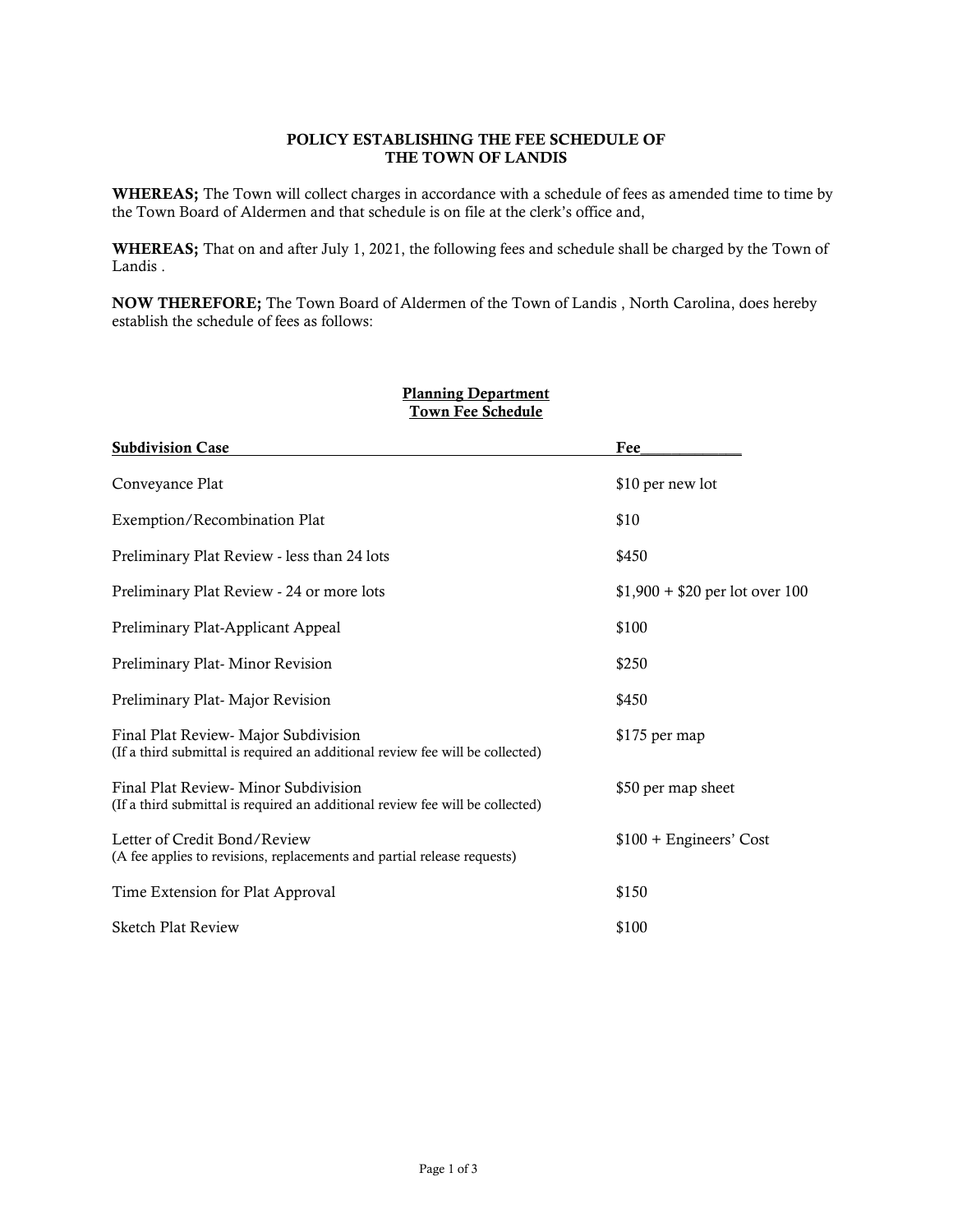# POLICY ESTABLISHING THE FEE SCHEDULE OF THE TOWN OF LANDIS

**WHEREAS;** The Town will collect charges in accordance with a schedule of fees as amended time to time by the Town Board of Aldermen and that schedule is on file at the clerk's office and,

**WHEREAS;** That on and after July 1, 2021, the following fees and schedule shall be charged by the Town of Landis .

**NOW THEREFORE;** The Town Board of Aldermen of the Town of Landis , North Carolina, does hereby establish the schedule of fees as follows:

## Planning Department
## Town Fee Schedule

| Subdivision Case | Fee |
|---|---|
| Conveyance Plat | $10 per new lot |
| Exemption/Recombination Plat | $10 |
| Preliminary Plat Review - less than 24 lots | $450 |
| Preliminary Plat Review - 24 or more lots | $1,900 + $20 per lot over 100 |
| Preliminary Plat-Applicant Appeal | $100 |
| Preliminary Plat- Minor Revision | $250 |
| Preliminary Plat- Major Revision | $450 |
| Final Plat Review- Major Subdivision (If a third submittal is required an additional review fee will be collected) | $175 per map |
| Final Plat Review- Minor Subdivision (If a third submittal is required an additional review fee will be collected) | $50 per map sheet |
| Letter of Credit Bond/Review (A fee applies to revisions, replacements and partial release requests) | $100 + Engineers' Cost |
| Time Extension for Plat Approval | $150 |
| Sketch Plat Review | $100 |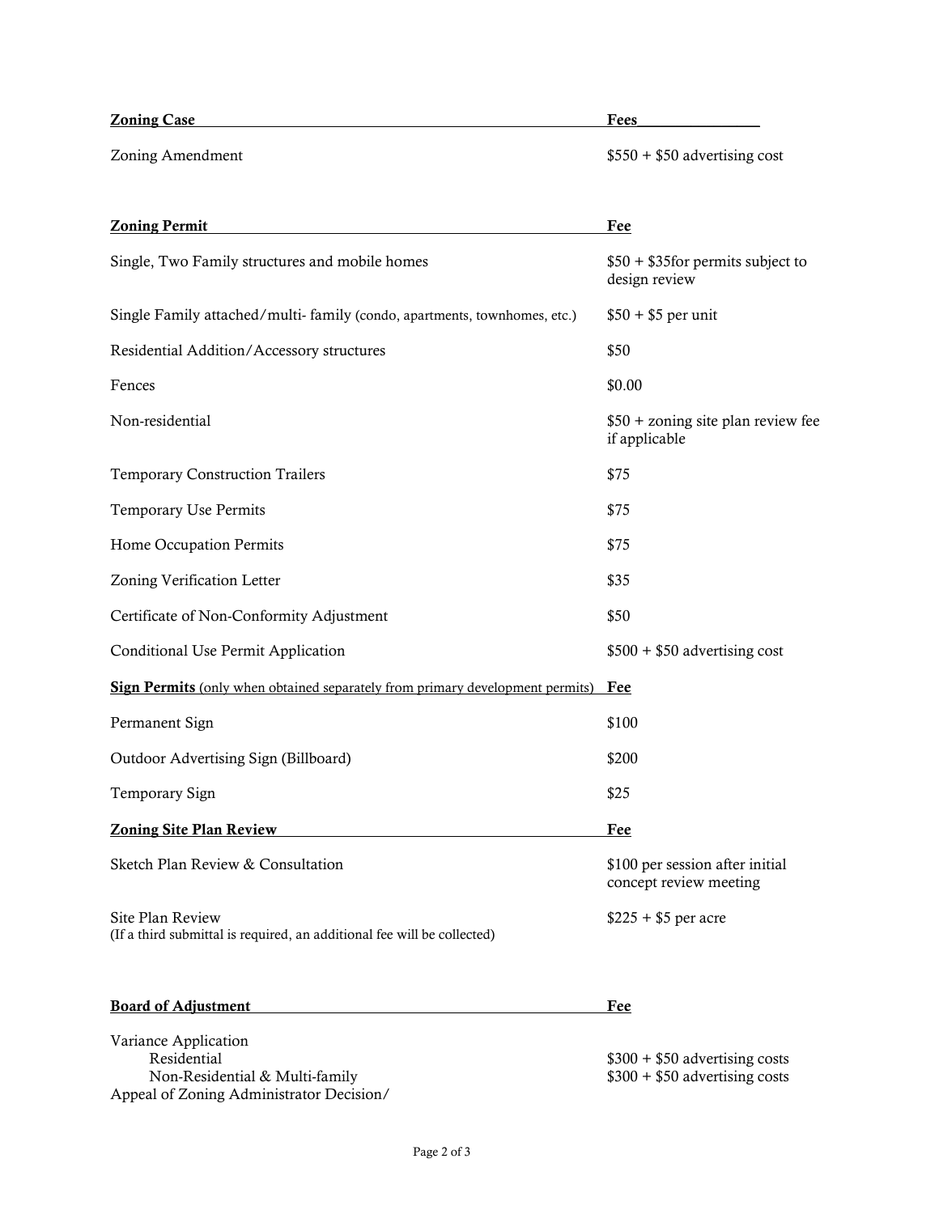| **Zoning Case** | **Fees** |
|---|---|
| Zoning Amendment | $550 + $50 advertising cost |

| **Zoning Permit** | **Fee** |
|---|---|
| Single, Two Family structures and mobile homes | $50 + $35for permits subject to design review |
| Single Family attached/multi- family (condo, apartments, townhomes, etc.) | $50 + $5 per unit |
| Residential Addition/Accessory structures | $50 |
| Fences | $0.00 |
| Non-residential | $50 + zoning site plan review fee if applicable |
| Temporary Construction Trailers | $75 |
| Temporary Use Permits | $75 |
| Home Occupation Permits | $75 |
| Zoning Verification Letter | $35 |
| Certificate of Non-Conformity Adjustment | $50 |
| Conditional Use Permit Application | $500 + $50 advertising cost |

| **Sign Permits** (only when obtained separately from primary development permits) | **Fee** |
|---|---|
| Permanent Sign | $100 |
| Outdoor Advertising Sign (Billboard) | $200 |
| Temporary Sign | $25 |

| **Zoning Site Plan Review** | **Fee** |
|---|---|
| Sketch Plan Review & Consultation | $100 per session after initial concept review meeting |
| Site Plan Review (If a third submittal is required, an additional fee will be collected) | $225 + $5 per acre |

| **Board of Adjustment** | **Fee** |
|---|---|
| Variance Application | |
| Residential | $300 + $50 advertising costs |
| Non-Residential & Multi-family | $300 + $50 advertising costs |
| Appeal of Zoning Administrator Decision/ | |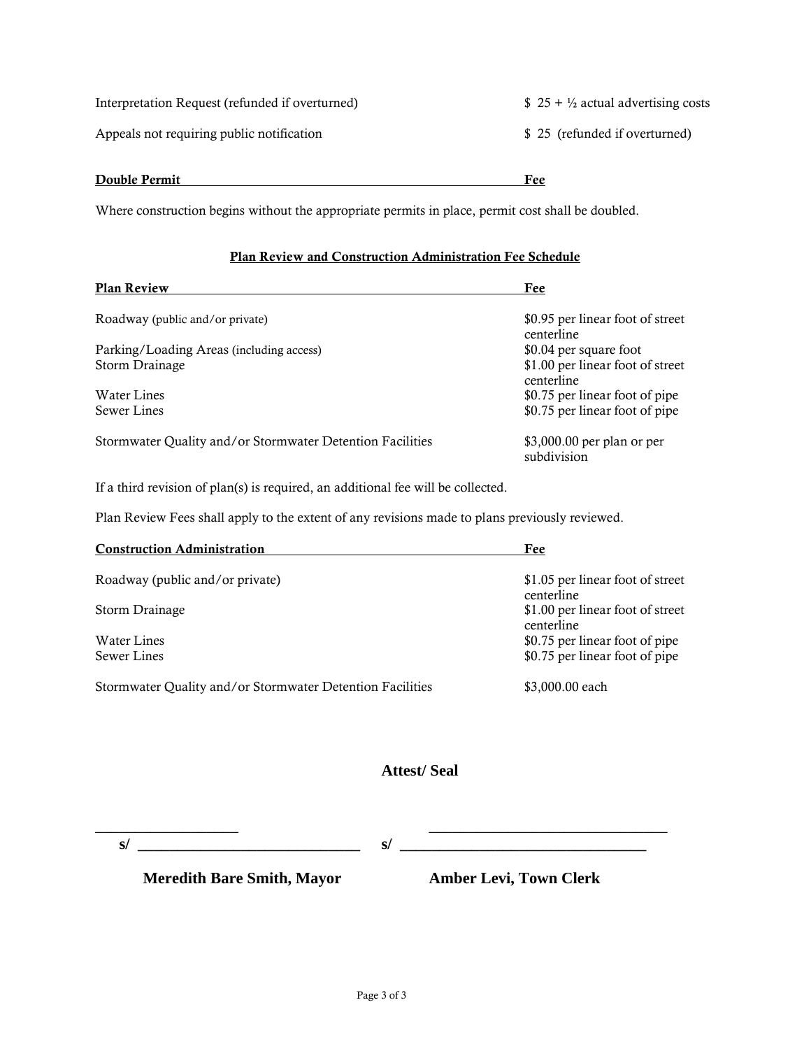| | |
|---|---|
| Interpretation Request (refunded if overturned) | \$ 25 + ½ actual advertising costs |
| Appeals not requiring public notification | \$ 25 (refunded if overturned) |

| Double Permit | Fee |
|---|---|

Where construction begins without the appropriate permits in place, permit cost shall be doubled.

**Plan Review and Construction Administration Fee Schedule**

| Plan Review | Fee |
|---|---|
| Roadway (public and/or private) | \$0.95 per linear foot of street centerline |
| Parking/Loading Areas (including access) | \$0.04 per square foot |
| Storm Drainage | \$1.00 per linear foot of street centerline |
| Water Lines | \$0.75 per linear foot of pipe |
| Sewer Lines | \$0.75 per linear foot of pipe |
| Stormwater Quality and/or Stormwater Detention Facilities | \$3,000.00 per plan or per subdivision |

If a third revision of plan(s) is required, an additional fee will be collected.

Plan Review Fees shall apply to the extent of any revisions made to plans previously reviewed.

| Construction Administration | Fee |
|---|---|
| Roadway (public and/or private) | \$1.05 per linear foot of street centerline |
| Storm Drainage | \$1.00 per linear foot of street centerline |
| Water Lines | \$0.75 per linear foot of pipe |
| Sewer Lines | \$0.75 per linear foot of pipe |
| Stormwater Quality and/or Stormwater Detention Facilities | \$3,000.00 each |

**Attest/ Seal**

**s/ ______________________________** **s/ ______________________________**

**Meredith Bare Smith, Mayor** **Amber Levi, Town Clerk**